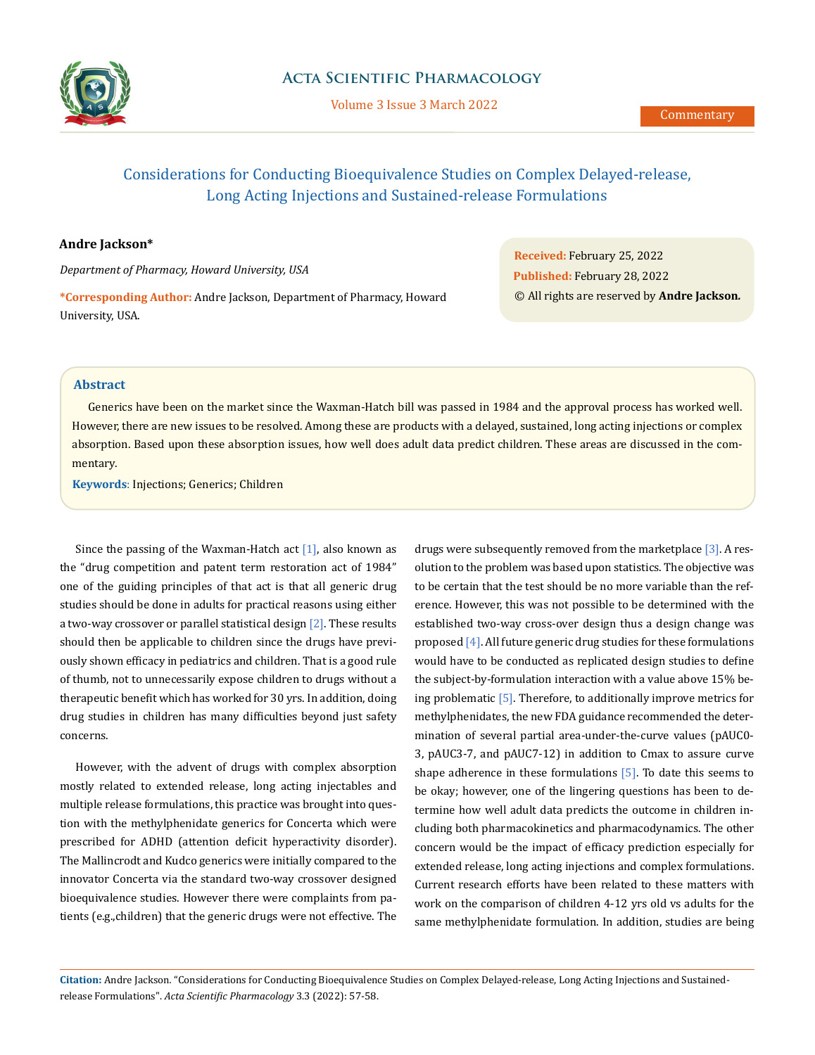Commentary

# Considerations for Conducting Bioequivalence Studies on Complex Delayed-release, Long Acting Injections and Sustained-release Formulations

**Andre Jackson***

*Department of Pharmacy, Howard University, USA*

***Corresponding Author:** Andre Jackson, Department of Pharmacy, Howard University, USA.

**Received:** February 25, 2022
**Published:** February 28, 2022
© All rights are reserved by **Andre Jackson.**

## Abstract

Generics have been on the market since the Waxman-Hatch bill was passed in 1984 and the approval process has worked well. However, there are new issues to be resolved. Among these are products with a delayed, sustained, long acting injections or complex absorption. Based upon these absorption issues, how well does adult data predict children. These areas are discussed in the commentary.

**Keywords**: Injections; Generics; Children

Since the passing of the Waxman-Hatch act [1], also known as the "drug competition and patent term restoration act of 1984" one of the guiding principles of that act is that all generic drug studies should be done in adults for practical reasons using either a two-way crossover or parallel statistical design [2]. These results should then be applicable to children since the drugs have previously shown efficacy in pediatrics and children. That is a good rule of thumb, not to unnecessarily expose children to drugs without a therapeutic benefit which has worked for 30 yrs. In addition, doing drug studies in children has many difficulties beyond just safety concerns.

However, with the advent of drugs with complex absorption mostly related to extended release, long acting injectables and multiple release formulations, this practice was brought into question with the methylphenidate generics for Concerta which were prescribed for ADHD (attention deficit hyperactivity disorder). The Mallincrodt and Kudco generics were initially compared to the innovator Concerta via the standard two-way crossover designed bioequivalence studies. However there were complaints from patients (e.g.,children) that the generic drugs were not effective. The drugs were subsequently removed from the marketplace [3]. A resolution to the problem was based upon statistics. The objective was to be certain that the test should be no more variable than the reference. However, this was not possible to be determined with the established two-way cross-over design thus a design change was proposed [4]. All future generic drug studies for these formulations would have to be conducted as replicated design studies to define the subject-by-formulation interaction with a value above 15% being problematic [5]. Therefore, to additionally improve metrics for methylphenidates, the new FDA guidance recommended the determination of several partial area-under-the-curve values (pAUC0-3, pAUC3-7, and pAUC7-12) in addition to Cmax to assure curve shape adherence in these formulations [5]. To date this seems to be okay; however, one of the lingering questions has been to determine how well adult data predicts the outcome in children including both pharmacokinetics and pharmacodynamics. The other concern would be the impact of efficacy prediction especially for extended release, long acting injections and complex formulations. Current research efforts have been related to these matters with work on the comparison of children 4-12 yrs old vs adults for the same methylphenidate formulation. In addition, studies are being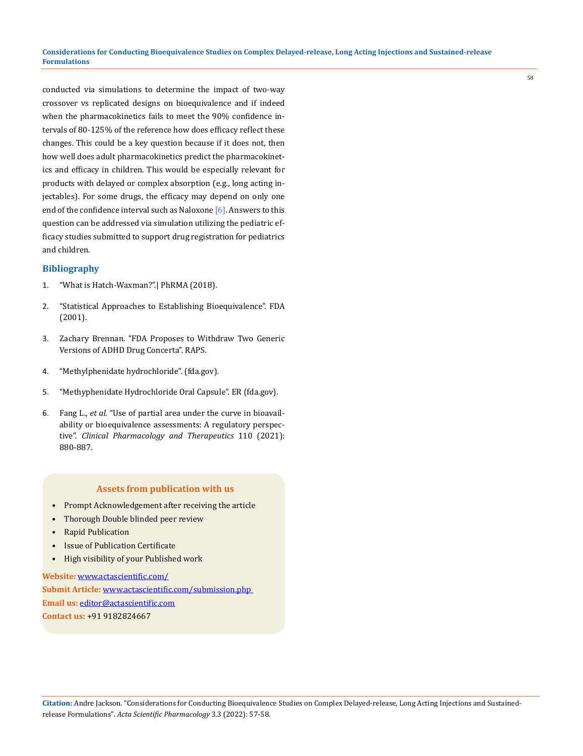conducted via simulations to determine the impact of two-way crossover vs replicated designs on bioequivalence and if indeed when the pharmacokinetics fails to meet the 90% confidence intervals of 80-125% of the reference how does efficacy reflect these changes. This could be a key question because if it does not, then how well does adult pharmacokinetics predict the pharmacokinetics and efficacy in children. This would be especially relevant for products with delayed or complex absorption (e.g., long acting injectables). For some drugs, the efficacy may depend on only one end of the confidence interval such as Naloxone [6]. Answers to this question can be addressed via simulation utilizing the pediatric efficacy studies submitted to support drug registration for pediatrics and children.

## Bibliography

1. "What is Hatch-Waxman?".| PhRMA (2018).
2. "Statistical Approaches to Establishing Bioequivalence". FDA (2001).
3. Zachary Brennan. "FDA Proposes to Withdraw Two Generic Versions of ADHD Drug Concerta". RAPS.
4. "Methylphenidate hydrochloride". (fda.gov).
5. "Methyphenidate Hydrochloride Oral Capsule". ER (fda.gov).
6. Fang L., *et al.* "Use of partial area under the curve in bioavailability or bioequivalence assessments: A regulatory perspective". *Clinical Pharmacology and Therapeutics* 110 (2021): 880-887.

**Assets from publication with us**

- Prompt Acknowledgement after receiving the article
- Thorough Double blinded peer review
- Rapid Publication
- Issue of Publication Certificate
- High visibility of your Published work

**Website:** www.actascientific.com/
**Submit Article:** www.actascientific.com/submission.php
**Email us:** editor@actascientific.com
**Contact us:** +91 9182824667

**Citation:** Andre Jackson. "Considerations for Conducting Bioequivalence Studies on Complex Delayed-release, Long Acting Injections and Sustained-release Formulations". *Acta Scientific Pharmacology* 3.3 (2022): 57-58.